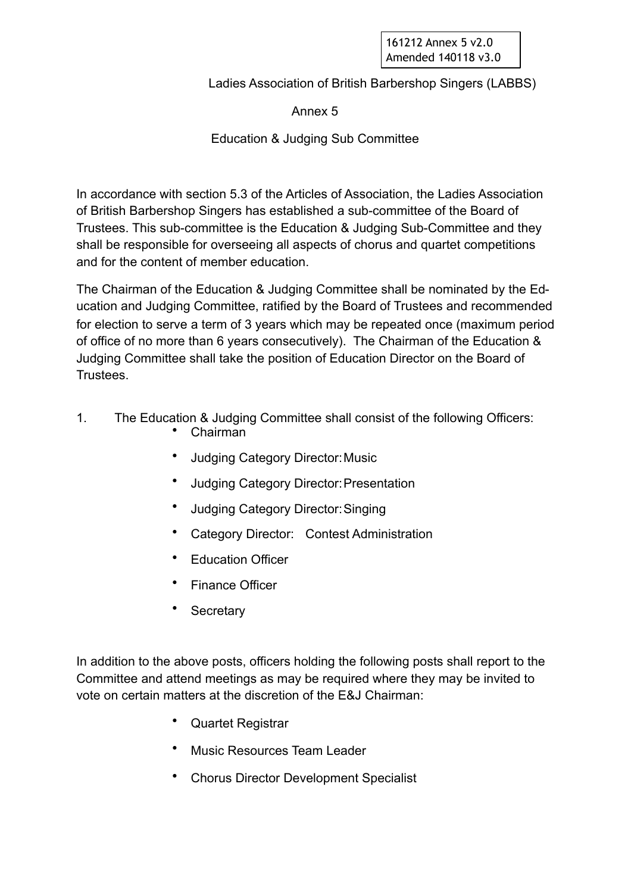161212 Annex 5 v2.0
Amended 140118 v3.0

Ladies Association of British Barbershop Singers (LABBS)

Annex 5

Education & Judging Sub Committee

In accordance with section 5.3 of the Articles of Association, the Ladies Association of British Barbershop Singers has established a sub-committee of the Board of Trustees. This sub-committee is the Education & Judging Sub-Committee and they shall be responsible for overseeing all aspects of chorus and quartet competitions and for the content of member education.

The Chairman of the Education & Judging Committee shall be nominated by the Education and Judging Committee, ratified by the Board of Trustees and recommended for election to serve a term of 3 years which may be repeated once (maximum period of office of no more than 6 years consecutively). The Chairman of the Education & Judging Committee shall take the position of Education Director on the Board of Trustees.

1. The Education & Judging Committee shall consist of the following Officers:
    - Chairman
    - Judging Category Director: Music
    - Judging Category Director: Presentation
    - Judging Category Director: Singing
    - Category Director: Contest Administration
    - Education Officer
    - Finance Officer
    - Secretary

In addition to the above posts, officers holding the following posts shall report to the Committee and attend meetings as may be required where they may be invited to vote on certain matters at the discretion of the E&J Chairman:

- Quartet Registrar
- Music Resources Team Leader
- Chorus Director Development Specialist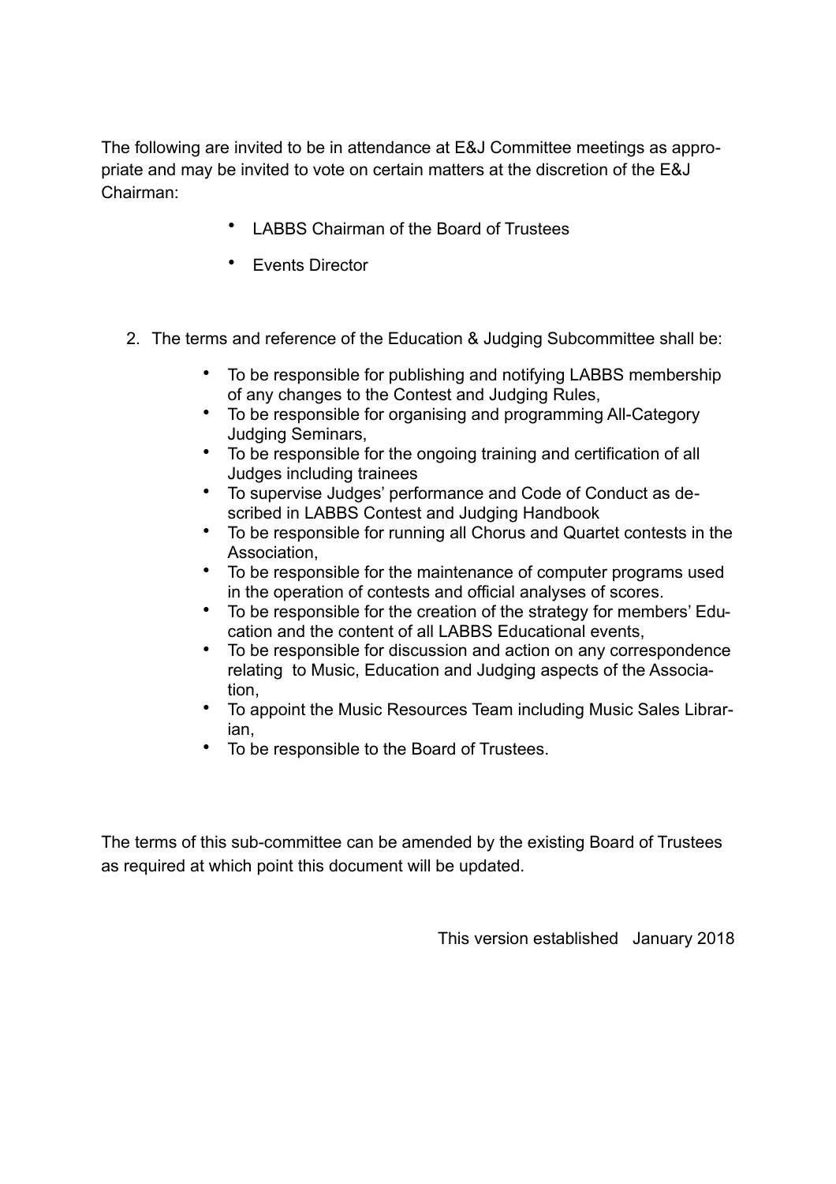The following are invited to be in attendance at E&J Committee meetings as appropriate and may be invited to vote on certain matters at the discretion of the E&J Chairman:

- LABBS Chairman of the Board of Trustees
- Events Director

2. The terms and reference of the Education & Judging Subcommittee shall be:

   - To be responsible for publishing and notifying LABBS membership of any changes to the Contest and Judging Rules,
   - To be responsible for organising and programming All-Category Judging Seminars,
   - To be responsible for the ongoing training and certification of all Judges including trainees
   - To supervise Judges' performance and Code of Conduct as described in LABBS Contest and Judging Handbook
   - To be responsible for running all Chorus and Quartet contests in the Association,
   - To be responsible for the maintenance of computer programs used in the operation of contests and official analyses of scores.
   - To be responsible for the creation of the strategy for members' Education and the content of all LABBS Educational events,
   - To be responsible for discussion and action on any correspondence relating to Music, Education and Judging aspects of the Association,
   - To appoint the Music Resources Team including Music Sales Librarian,
   - To be responsible to the Board of Trustees.

The terms of this sub-committee can be amended by the existing Board of Trustees as required at which point this document will be updated.

This version established January 2018